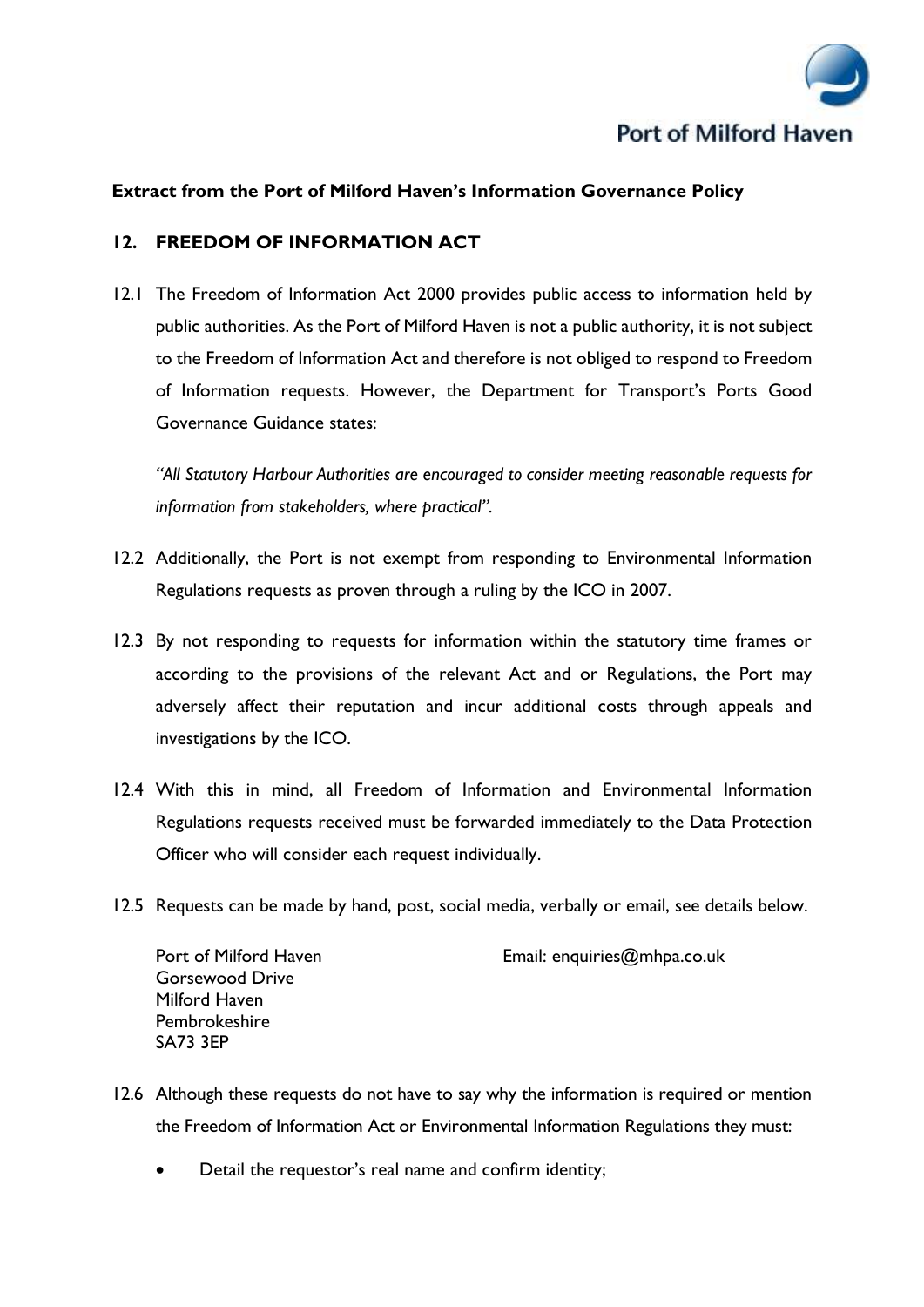Port of Milford Haven

**Extract from the Port of Milford Haven's Information Governance Policy**

## 12. FREEDOM OF INFORMATION ACT

12.1 The Freedom of Information Act 2000 provides public access to information held by public authorities. As the Port of Milford Haven is not a public authority, it is not subject to the Freedom of Information Act and therefore is not obliged to respond to Freedom of Information requests. However, the Department for Transport's Ports Good Governance Guidance states:

*"All Statutory Harbour Authorities are encouraged to consider meeting reasonable requests for information from stakeholders, where practical".*

12.2 Additionally, the Port is not exempt from responding to Environmental Information Regulations requests as proven through a ruling by the ICO in 2007.

12.3 By not responding to requests for information within the statutory time frames or according to the provisions of the relevant Act and or Regulations, the Port may adversely affect their reputation and incur additional costs through appeals and investigations by the ICO.

12.4 With this in mind, all Freedom of Information and Environmental Information Regulations requests received must be forwarded immediately to the Data Protection Officer who will consider each request individually.

12.5 Requests can be made by hand, post, social media, verbally or email, see details below.

Port of Milford Haven
Gorsewood Drive
Milford Haven
Pembrokeshire
SA73 3EP

Email: enquiries@mhpa.co.uk

12.6 Although these requests do not have to say why the information is required or mention the Freedom of Information Act or Environmental Information Regulations they must:

- Detail the requestor's real name and confirm identity;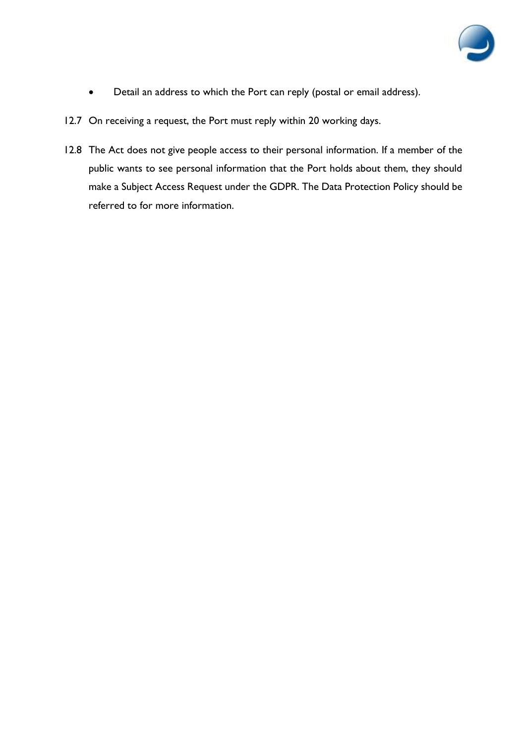- Detail an address to which the Port can reply (postal or email address).

12.7 On receiving a request, the Port must reply within 20 working days.

12.8 The Act does not give people access to their personal information. If a member of the public wants to see personal information that the Port holds about them, they should make a Subject Access Request under the GDPR. The Data Protection Policy should be referred to for more information.